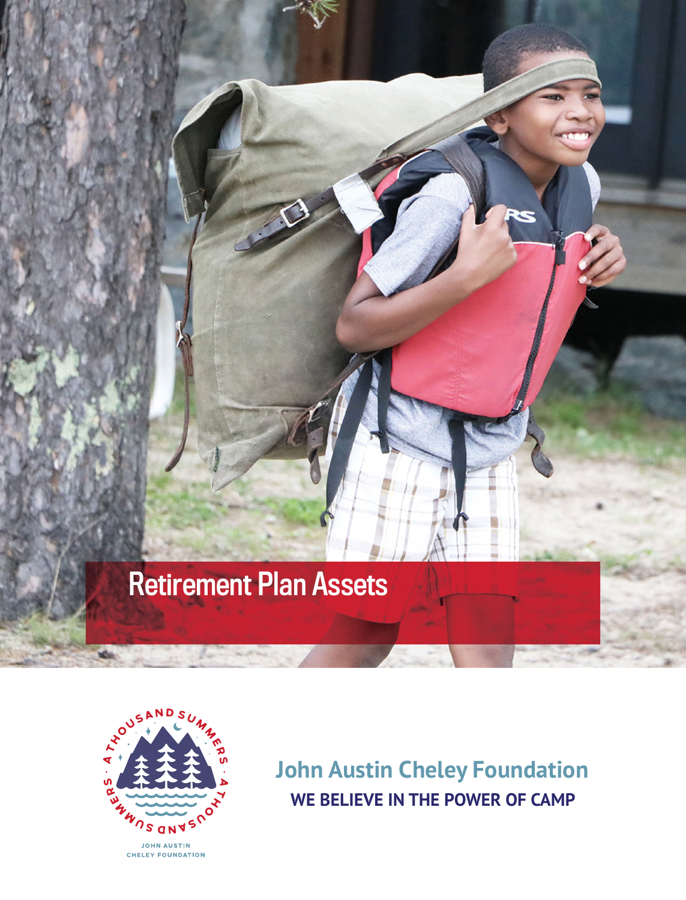# Retirement Plan Assets

A THOUSAND SUMMERS · A THOUSAND SUMMERS

JOHN AUSTIN CHELEY FOUNDATION

**John Austin Cheley Foundation**

**WE BELIEVE IN THE POWER OF CAMP**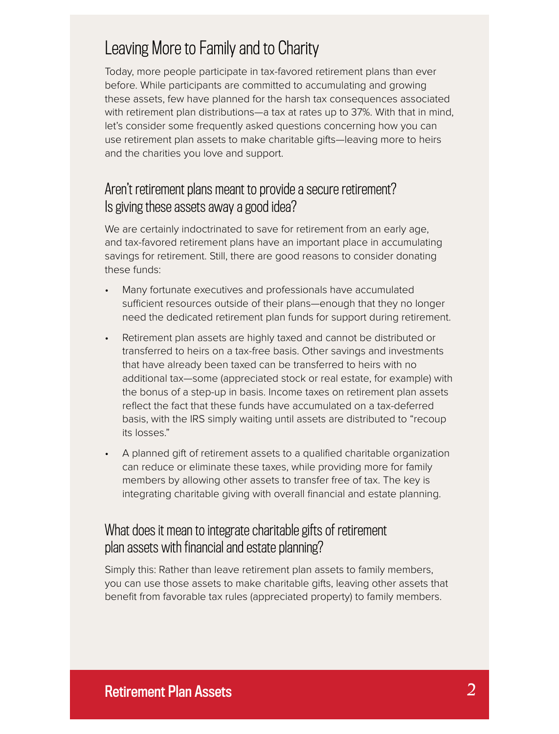## Leaving More to Family and to Charity

Today, more people participate in tax-favored retirement plans than ever before. While participants are committed to accumulating and growing these assets, few have planned for the harsh tax consequences associated with retirement plan distributions—a tax at rates up to 37%. With that in mind, let's consider some frequently asked questions concerning how you can use retirement plan assets to make charitable gifts—leaving more to heirs and the charities you love and support.

### Aren't retirement plans meant to provide a secure retirement? Is giving these assets away a good idea?

We are certainly indoctrinated to save for retirement from an early age, and tax-favored retirement plans have an important place in accumulating savings for retirement. Still, there are good reasons to consider donating these funds:

- Many fortunate executives and professionals have accumulated sufficient resources outside of their plans—enough that they no longer need the dedicated retirement plan funds for support during retirement.
- Retirement plan assets are highly taxed and cannot be distributed or transferred to heirs on a tax-free basis. Other savings and investments that have already been taxed can be transferred to heirs with no additional tax—some (appreciated stock or real estate, for example) with the bonus of a step-up in basis. Income taxes on retirement plan assets reflect the fact that these funds have accumulated on a tax-deferred basis, with the IRS simply waiting until assets are distributed to "recoup its losses."
- A planned gift of retirement assets to a qualified charitable organization can reduce or eliminate these taxes, while providing more for family members by allowing other assets to transfer free of tax. The key is integrating charitable giving with overall financial and estate planning.

### What does it mean to integrate charitable gifts of retirement plan assets with financial and estate planning?

Simply this: Rather than leave retirement plan assets to family members, you can use those assets to make charitable gifts, leaving other assets that benefit from favorable tax rules (appreciated property) to family members.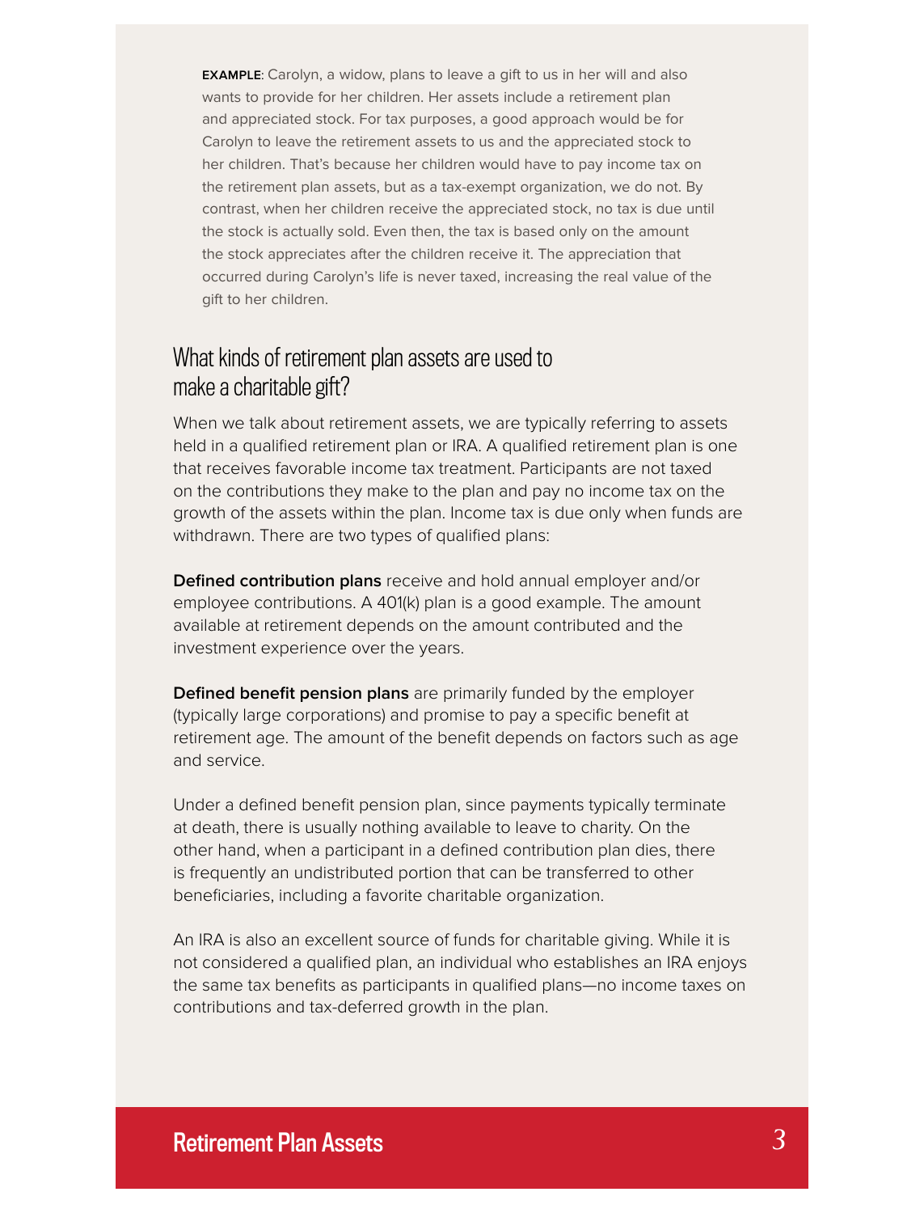**EXAMPLE**: Carolyn, a widow, plans to leave a gift to us in her will and also wants to provide for her children. Her assets include a retirement plan and appreciated stock. For tax purposes, a good approach would be for Carolyn to leave the retirement assets to us and the appreciated stock to her children. That's because her children would have to pay income tax on the retirement plan assets, but as a tax-exempt organization, we do not. By contrast, when her children receive the appreciated stock, no tax is due until the stock is actually sold. Even then, the tax is based only on the amount the stock appreciates after the children receive it. The appreciation that occurred during Carolyn's life is never taxed, increasing the real value of the gift to her children.

## What kinds of retirement plan assets are used to make a charitable gift?

When we talk about retirement assets, we are typically referring to assets held in a qualified retirement plan or IRA. A qualified retirement plan is one that receives favorable income tax treatment. Participants are not taxed on the contributions they make to the plan and pay no income tax on the growth of the assets within the plan. Income tax is due only when funds are withdrawn. There are two types of qualified plans:

**Defined contribution plans** receive and hold annual employer and/or employee contributions. A 401(k) plan is a good example. The amount available at retirement depends on the amount contributed and the investment experience over the years.

**Defined benefit pension plans** are primarily funded by the employer (typically large corporations) and promise to pay a specific benefit at retirement age. The amount of the benefit depends on factors such as age and service.

Under a defined benefit pension plan, since payments typically terminate at death, there is usually nothing available to leave to charity. On the other hand, when a participant in a defined contribution plan dies, there is frequently an undistributed portion that can be transferred to other beneficiaries, including a favorite charitable organization.

An IRA is also an excellent source of funds for charitable giving. While it is not considered a qualified plan, an individual who establishes an IRA enjoys the same tax benefits as participants in qualified plans—no income taxes on contributions and tax-deferred growth in the plan.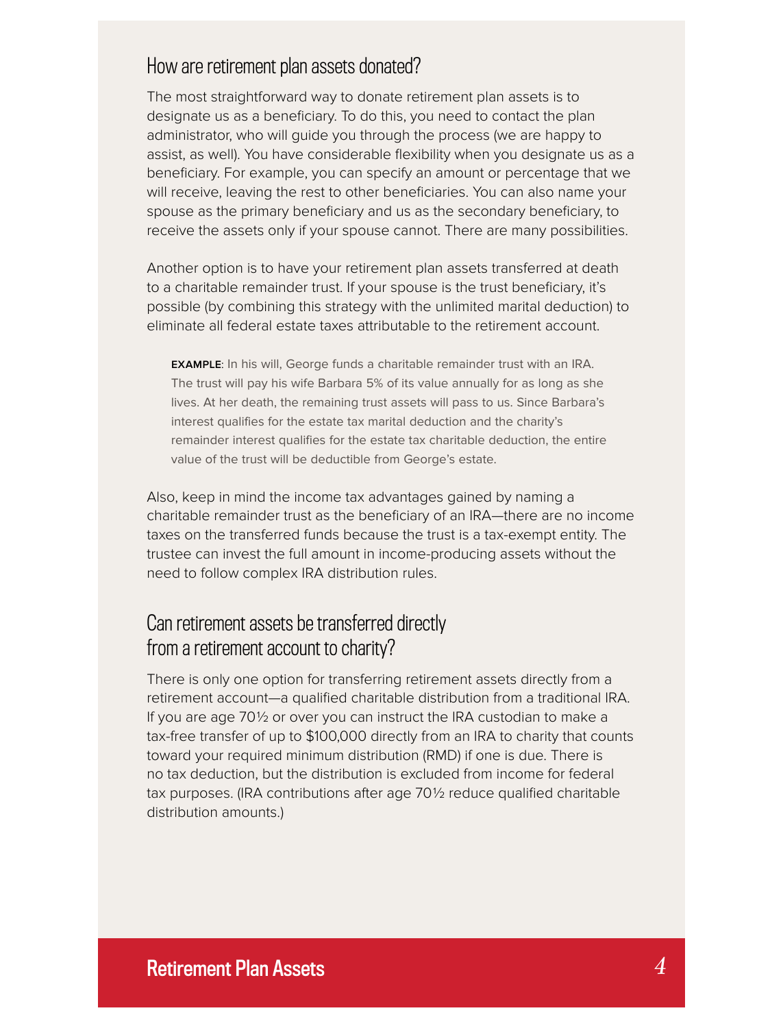## How are retirement plan assets donated?

The most straightforward way to donate retirement plan assets is to designate us as a beneficiary. To do this, you need to contact the plan administrator, who will guide you through the process (we are happy to assist, as well). You have considerable flexibility when you designate us as a beneficiary. For example, you can specify an amount or percentage that we will receive, leaving the rest to other beneficiaries. You can also name your spouse as the primary beneficiary and us as the secondary beneficiary, to receive the assets only if your spouse cannot. There are many possibilities.

Another option is to have your retirement plan assets transferred at death to a charitable remainder trust. If your spouse is the trust beneficiary, it's possible (by combining this strategy with the unlimited marital deduction) to eliminate all federal estate taxes attributable to the retirement account.

> **EXAMPLE**: In his will, George funds a charitable remainder trust with an IRA. The trust will pay his wife Barbara 5% of its value annually for as long as she lives. At her death, the remaining trust assets will pass to us. Since Barbara's interest qualifies for the estate tax marital deduction and the charity's remainder interest qualifies for the estate tax charitable deduction, the entire value of the trust will be deductible from George's estate.

Also, keep in mind the income tax advantages gained by naming a charitable remainder trust as the beneficiary of an IRA—there are no income taxes on the transferred funds because the trust is a tax-exempt entity. The trustee can invest the full amount in income-producing assets without the need to follow complex IRA distribution rules.

## Can retirement assets be transferred directly from a retirement account to charity?

There is only one option for transferring retirement assets directly from a retirement account—a qualified charitable distribution from a traditional IRA. If you are age 70½ or over you can instruct the IRA custodian to make a tax-free transfer of up to $100,000 directly from an IRA to charity that counts toward your required minimum distribution (RMD) if one is due. There is no tax deduction, but the distribution is excluded from income for federal tax purposes. (IRA contributions after age 70½ reduce qualified charitable distribution amounts.)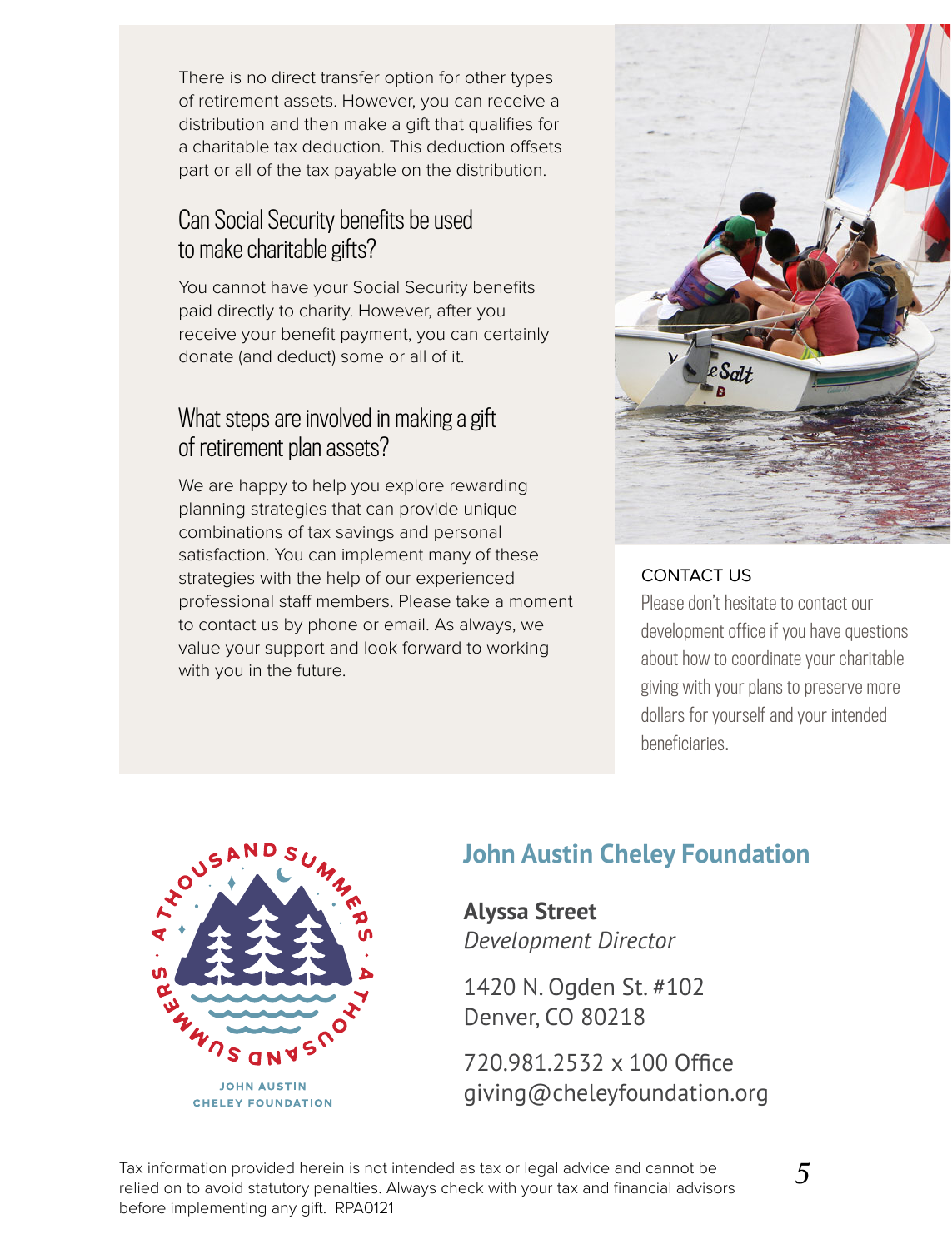There is no direct transfer option for other types of retirement assets. However, you can receive a distribution and then make a gift that qualifies for a charitable tax deduction. This deduction offsets part or all of the tax payable on the distribution.

## Can Social Security benefits be used to make charitable gifts?

You cannot have your Social Security benefits paid directly to charity. However, after you receive your benefit payment, you can certainly donate (and deduct) some or all of it.

## What steps are involved in making a gift of retirement plan assets?

We are happy to help you explore rewarding planning strategies that can provide unique combinations of tax savings and personal satisfaction. You can implement many of these strategies with the help of our experienced professional staff members. Please take a moment to contact us by phone or email. As always, we value your support and look forward to working with you in the future.

### CONTACT US

Please don't hesitate to contact our development office if you have questions about how to coordinate your charitable giving with your plans to preserve more dollars for yourself and your intended beneficiaries.

A THOUSAND SUMMERS · A THOUSAND SUMMERS ·

JOHN AUSTIN CHELEY FOUNDATION

## John Austin Cheley Foundation

**Alyssa Street**
*Development Director*

1420 N. Ogden St. #102
Denver, CO 80218

720.981.2532 x 100 Office
giving@cheleyfoundation.org

Tax information provided herein is not intended as tax or legal advice and cannot be relied on to avoid statutory penalties. Always check with your tax and financial advisors before implementing any gift. RPA0121